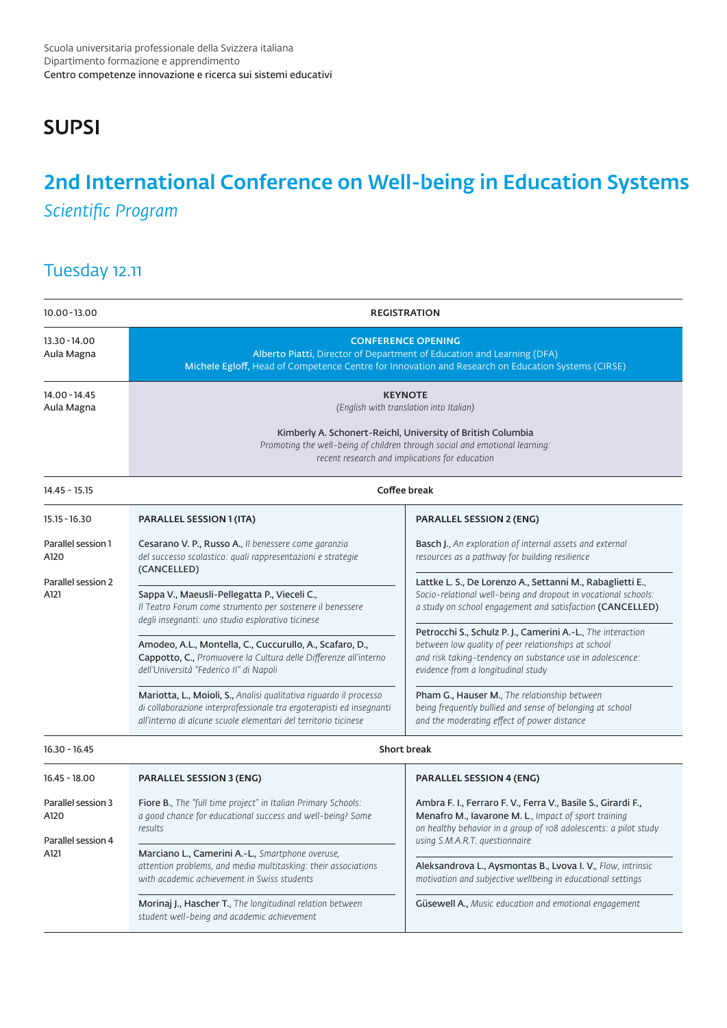Scuola universitaria professionale della Svizzera italiana
Dipartimento formazione e apprendimento
Centro competenze innovazione e ricerca sui sistemi educativi

**SUPSI**

# 2nd International Conference on Well-being in Education Systems

*Scientific Program*

## Tuesday 12.11

| Time | | |
|---|---|---|
| 10.00 - 13.00 | **REGISTRATION** | |
| 13.30 - 14.00<br>Aula Magna | **CONFERENCE OPENING**<br>Alberto Piatti, Director of Department of Education and Learning (DFA)<br>Michele Egloff, Head of Competence Centre for Innovation and Research on Education Systems (CIRSE) | |
| 14.00 - 14.45<br>Aula Magna | **KEYNOTE**<br>*(English with translation into Italian)*<br>Kimberly A. Schonert-Reichl, University of British Columbia<br>*Promoting the well-being of children through social and emotional learning: recent research and implications for education* | |
| 14.45 - 15.15 | **Coffee break** | |
| 15.15 - 16.30<br>Parallel session 1<br>A120<br>Parallel session 2<br>A121 | **PARALLEL SESSION 1 (ITA)**<br>Cesarano V. P., Russo A., *Il benessere come garanzia del successo scolastico: quali rappresentazioni e strategie* (CANCELLED)<br>Sappa V., Maeusli-Pellegatta P., Vieceli C., *Il Teatro Forum come strumento per sostenere il benessere degli insegnanti: uno studio esplorativo ticinese*<br>Amodeo, A.L., Montella, C., Cuccurullo, A., Scafaro, D., Cappotto, C., *Promuovere la Cultura delle Differenze all'interno dell'Università "Federico II" di Napoli*<br>Mariotta, L., Moioli, S., *Analisi qualitativa riguardo il processo di collaborazione interprofessionale tra ergoterapisti ed insegnanti all'interno di alcune scuole elementari del territorio ticinese* | **PARALLEL SESSION 2 (ENG)**<br>Basch J., *An exploration of internal assets and external resources as a pathway for building resilience*<br>Lattke L. S., De Lorenzo A., Settanni M., Rabaglietti E., *Socio-relational well-being and dropout in vocational schools: a study on school engagement and satisfaction* (CANCELLED)<br>Petrocchi S., Schulz P. J., Camerini A.-L., *The interaction between low quality of peer relationships at school and risk taking-tendency on substance use in adolescence: evidence from a longitudinal study*<br>Pham G., Hauser M., *The relationship between being frequently bullied and sense of belonging at school and the moderating effect of power distance* |
| 16.30 - 16.45 | **Short break** | |
| 16.45 - 18.00<br>Parallel session 3<br>A120<br>Parallel session 4<br>A121 | **PARALLEL SESSION 3 (ENG)**<br>Fiore B., *The "full time project" in Italian Primary Schools: a good chance for educational success and well-being? Some results*<br>Marciano L., Camerini A.-L., *Smartphone overuse, attention problems, and media multitasking: their associations with academic achievement in Swiss students*<br>Morinaj J., Hascher T., *The longitudinal relation between student well-being and academic achievement* | **PARALLEL SESSION 4 (ENG)**<br>Ambra F. I., Ferraro F. V., Ferra V., Basile S., Girardi F., Menafro M., Iavarone M. L., *Impact of sport training on healthy behavior in a group of 108 adolescents: a pilot study using S.M.A.R.T. questionnaire*<br>Aleksandrova L., Aysmontas B., Lvova I. V., *Flow, intrinsic motivation and subjective wellbeing in educational settings*<br>Güsewell A., *Music education and emotional engagement* |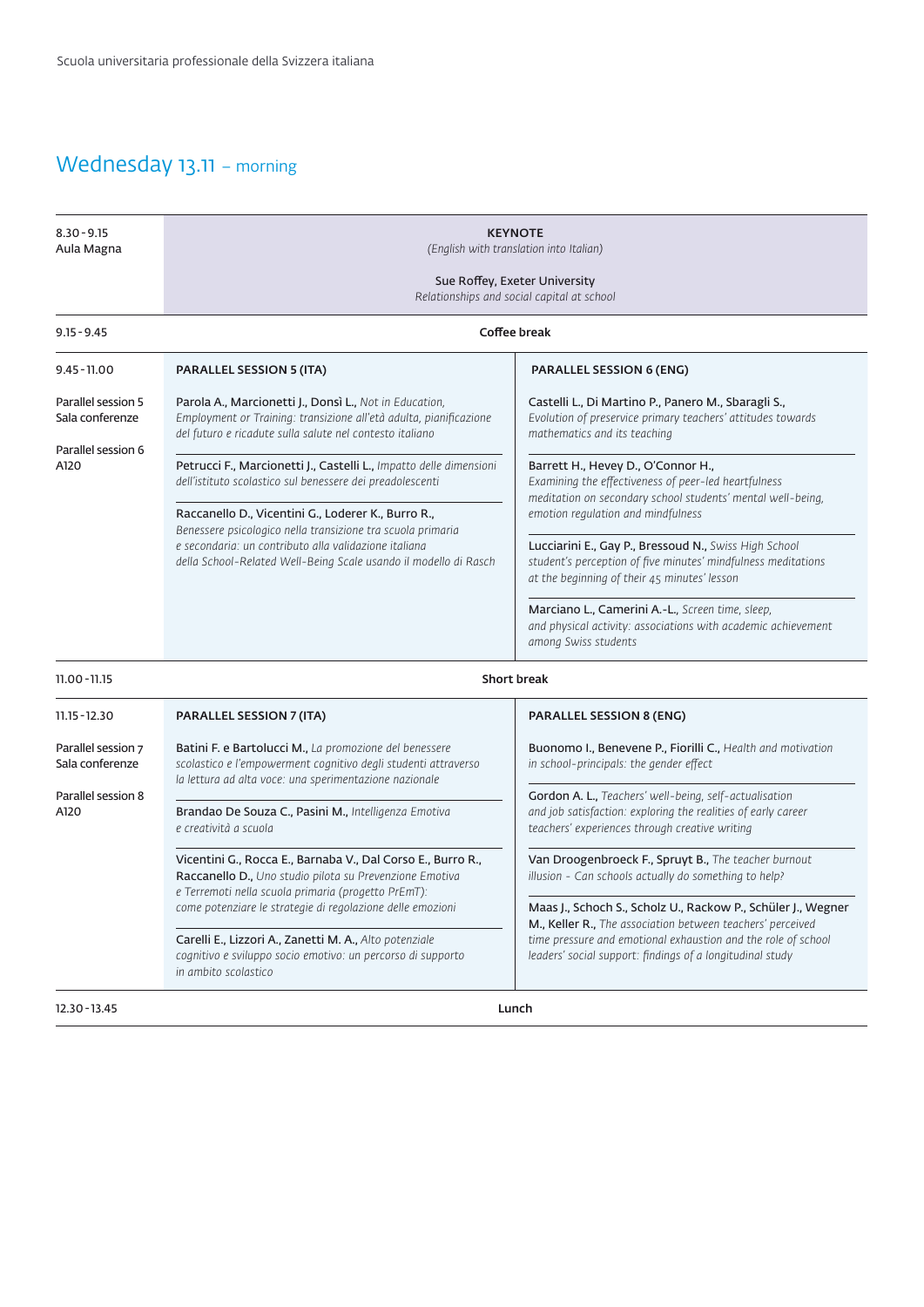## Wednesday 13.11 – morning

**8.30 - 9.15**
Aula Magna

**KEYNOTE**
*(English with translation into Italian)*

Sue Roffey, Exeter University
*Relationships and social capital at school*

**9.15 - 9.45** — **Coffee break**

**9.45 - 11.00**

Parallel session 5 – Sala conferenze
Parallel session 6 – A120

### PARALLEL SESSION 5 (ITA)

Parola A., Marcionetti J., Donsì L., *Not in Education, Employment or Training: transizione all'età adulta, pianificazione del futuro e ricadute sulla salute nel contesto italiano*

Petrucci F., Marcionetti J., Castelli L., *Impatto delle dimensioni dell'istituto scolastico sul benessere dei preadolescenti*

Raccanello D., Vicentini G., Loderer K., Burro R., *Benessere psicologico nella transizione tra scuola primaria e secondaria: un contributo alla validazione italiana della School-Related Well-Being Scale usando il modello di Rasch*

### PARALLEL SESSION 6 (ENG)

Castelli L., Di Martino P., Panero M., Sbaragli S., *Evolution of preservice primary teachers' attitudes towards mathematics and its teaching*

Barrett H., Hevey D., O'Connor H., *Examining the effectiveness of peer-led heartfulness meditation on secondary school students' mental well-being, emotion regulation and mindfulness*

Lucciarini E., Gay P., Bressoud N., *Swiss High School student's perception of five minutes' mindfulness meditations at the beginning of their 45 minutes' lesson*

Marciano L., Camerini A.-L., *Screen time, sleep, and physical activity: associations with academic achievement among Swiss students*

**11.00 - 11.15** — **Short break**

**11.15 - 12.30**

Parallel session 7 – Sala conferenze
Parallel session 8 – A120

### PARALLEL SESSION 7 (ITA)

Batini F. e Bartolucci M., *La promozione del benessere scolastico e l'empowerment cognitivo degli studenti attraverso la lettura ad alta voce: una sperimentazione nazionale*

Brandao De Souza C., Pasini M., *Intelligenza Emotiva e creatività a scuola*

Vicentini G., Rocca E., Barnaba V., Dal Corso E., Burro R., Raccanello D., *Uno studio pilota su Prevenzione Emotiva e Terremoti nella scuola primaria (progetto PrEmT): come potenziare le strategie di regolazione delle emozioni*

Carelli E., Lizzori A., Zanetti M. A., *Alto potenziale cognitivo e sviluppo socio emotivo: un percorso di supporto in ambito scolastico*

### PARALLEL SESSION 8 (ENG)

Buonomo I., Benevene P., Fiorilli C., *Health and motivation in school-principals: the gender effect*

Gordon A. L., *Teachers' well-being, self-actualisation and job satisfaction: exploring the realities of early career teachers' experiences through creative writing*

Van Droogenbroeck F., Spruyt B., *The teacher burnout illusion - Can schools actually do something to help?*

Maas J., Schoch S., Scholz U., Rackow P., Schüler J., Wegner M., Keller R., *The association between teachers' perceived time pressure and emotional exhaustion and the role of school leaders' social support: findings of a longitudinal study*

**12.30 - 13.45** — **Lunch**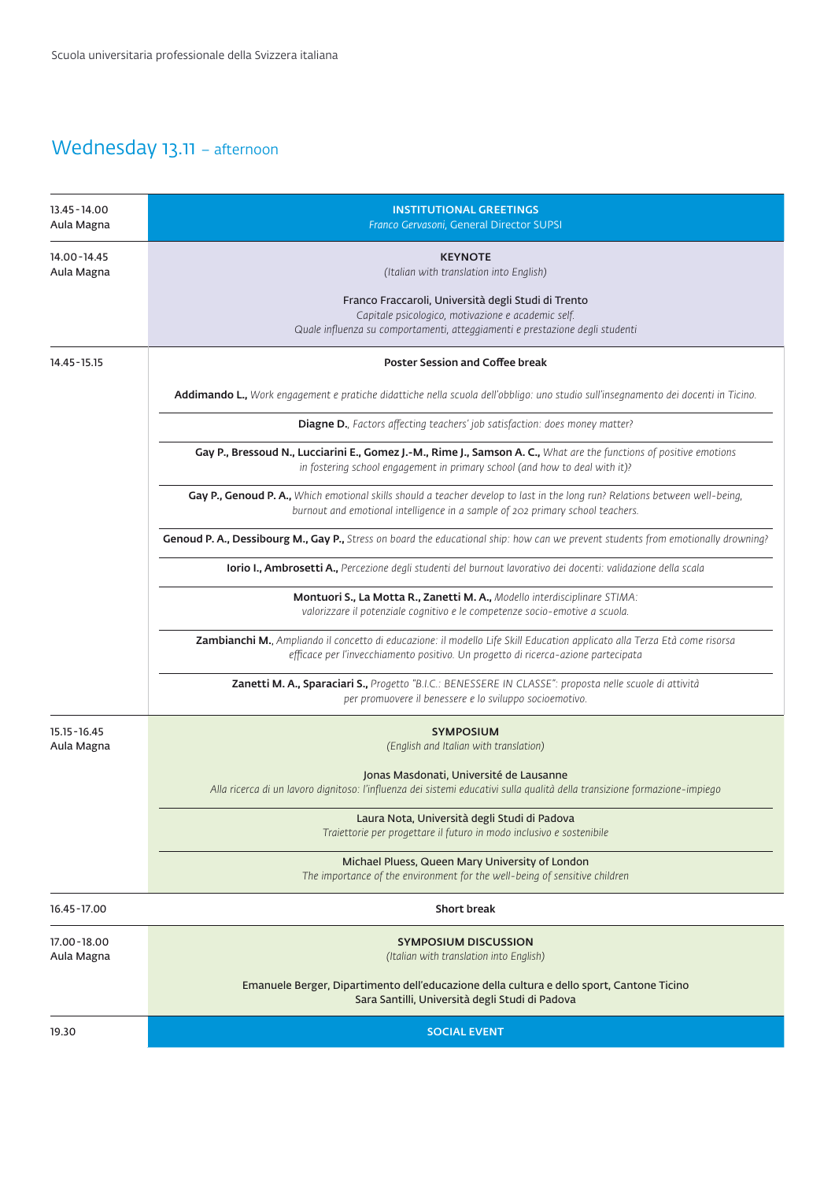## Wednesday 13.11 – afternoon

| | |
|---|---|
| 13.45-14.00<br>Aula Magna | **INSTITUTIONAL GREETINGS**<br>*Franco Gervasoni*, General Director SUPSI |
| 14.00-14.45<br>Aula Magna | **KEYNOTE**<br>*(Italian with translation into English)*<br><br>Franco Fraccaroli, Università degli Studi di Trento<br>*Capitale psicologico, motivazione e academic self.*<br>*Quale influenza su comportamenti, atteggiamenti e prestazione degli studenti* |
| 14.45-15.15 | **Poster Session and Coffee break**<br><br>**Addimando L.,** *Work engagement e pratiche didattiche nella scuola dell'obbligo: uno studio sull'insegnamento dei docenti in Ticino.*<br><br>**Diagne D.**, *Factors affecting teachers' job satisfaction: does money matter?*<br><br>**Gay P., Bressoud N., Lucciarini E., Gomez J.-M., Rime J., Samson A. C.,** *What are the functions of positive emotions in fostering school engagement in primary school (and how to deal with it)?*<br><br>**Gay P., Genoud P. A.,** *Which emotional skills should a teacher develop to last in the long run? Relations between well-being, burnout and emotional intelligence in a sample of 202 primary school teachers.*<br><br>**Genoud P. A., Dessibourg M., Gay P.,** *Stress on board the educational ship: how can we prevent students from emotionally drowning?*<br><br>**Iorio I., Ambrosetti A.,** *Percezione degli studenti del burnout lavorativo dei docenti: validazione della scala*<br><br>**Montuori S., La Motta R., Zanetti M. A.,** *Modello interdisciplinare STIMA: valorizzare il potenziale cognitivo e le competenze socio-emotive a scuola.*<br><br>**Zambianchi M.**, *Ampliando il concetto di educazione: il modello Life Skill Education applicato alla Terza Età come risorsa efficace per l'invecchiamento positivo. Un progetto di ricerca-azione partecipata*<br><br>**Zanetti M. A., Sparaciari S.,** *Progetto "B.I.C.: BENESSERE IN CLASSE": proposta nelle scuole di attività per promuovere il benessere e lo sviluppo socioemotivo.* |
| 15.15-16.45<br>Aula Magna | **SYMPOSIUM**<br>*(English and Italian with translation)*<br><br>Jonas Masdonati, Université de Lausanne<br>*Alla ricerca di un lavoro dignitoso: l'influenza dei sistemi educativi sulla qualità della transizione formazione-impiego*<br><br>Laura Nota, Università degli Studi di Padova<br>*Traiettorie per progettare il futuro in modo inclusivo e sostenibile*<br><br>Michael Pluess, Queen Mary University of London<br>*The importance of the environment for the well-being of sensitive children* |
| 16.45-17.00 | **Short break** |
| 17.00-18.00<br>Aula Magna | **SYMPOSIUM DISCUSSION**<br>*(Italian with translation into English)*<br><br>Emanuele Berger, Dipartimento dell'educazione della cultura e dello sport, Cantone Ticino<br>Sara Santilli, Università degli Studi di Padova |
| 19.30 | **SOCIAL EVENT** |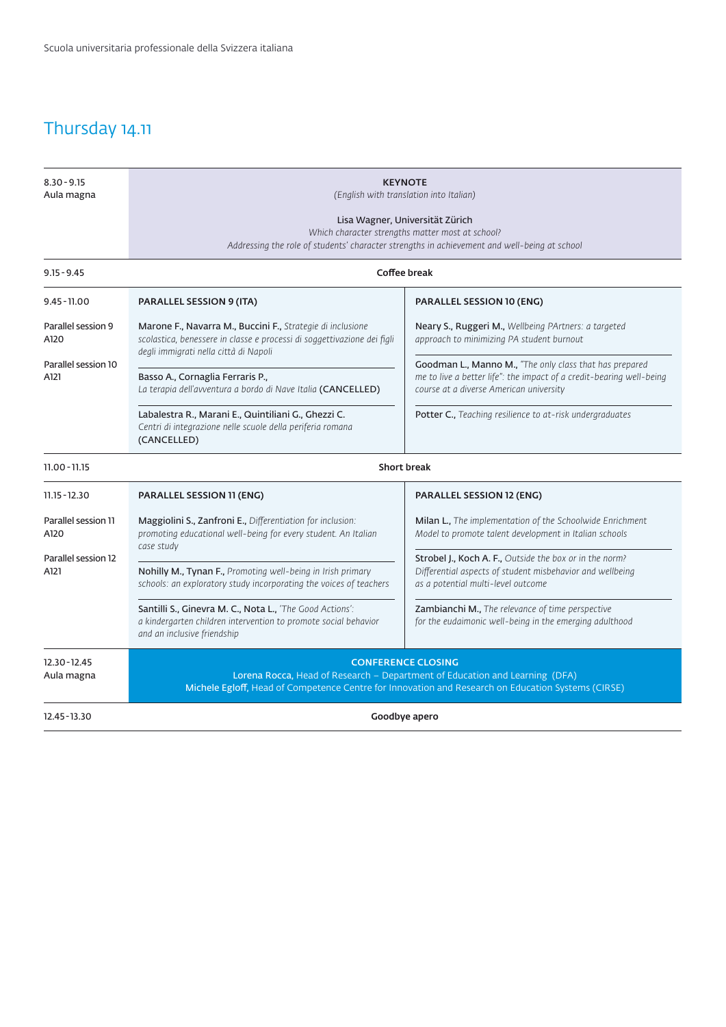# Thursday 14.11

| | | |
|---|---|---|
| 8.30 - 9.15<br>Aula magna | **KEYNOTE**<br>*(English with translation into Italian)*<br><br>Lisa Wagner, Universität Zürich<br>*Which character strengths matter most at school?*<br>*Addressing the role of students' character strengths in achievement and well-being at school* | |
| 9.15 - 9.45 | **Coffee break** | |
| 9.45 - 11.00<br><br>Parallel session 9<br>A120<br><br>Parallel session 10<br>A121 | **PARALLEL SESSION 9 (ITA)**<br><br>Marone F., Navarra M., Buccini F., *Strategie di inclusione scolastica, benessere in classe e processi di soggettivazione dei figli degli immigrati nella città di Napoli*<br><br>Basso A., Cornaglia Ferraris P., *La terapia dell'avventura a bordo di Nave Italia* (CANCELLED)<br><br>Labalestra R., Marani E., Quintiliani G., Ghezzi C. *Centri di integrazione nelle scuole della periferia romana* (CANCELLED) | **PARALLEL SESSION 10 (ENG)**<br><br>Neary S., Ruggeri M., *Wellbeing PArtners: a targeted approach to minimizing PA student burnout*<br><br>Goodman L., Manno M., *"The only class that has prepared me to live a better life": the impact of a credit-bearing well-being course at a diverse American university*<br><br>Potter C., *Teaching resilience to at-risk undergraduates* |
| 11.00 - 11.15 | **Short break** | |
| 11.15 - 12.30<br><br>Parallel session 11<br>A120<br><br>Parallel session 12<br>A121 | **PARALLEL SESSION 11 (ENG)**<br><br>Maggiolini S., Zanfroni E., *Differentiation for inclusion: promoting educational well-being for every student. An Italian case study*<br><br>Nohilly M., Tynan F., *Promoting well-being in Irish primary schools: an exploratory study incorporating the voices of teachers*<br><br>Santilli S., Ginevra M. C., Nota L., *'The Good Actions': a kindergarten children intervention to promote social behavior and an inclusive friendship* | **PARALLEL SESSION 12 (ENG)**<br><br>Milan L., *The implementation of the Schoolwide Enrichment Model to promote talent development in Italian schools*<br><br>Strobel J., Koch A. F., *Outside the box or in the norm? Differential aspects of student misbehavior and wellbeing as a potential multi-level outcome*<br><br>Zambianchi M., *The relevance of time perspective for the eudaimonic well-being in the emerging adulthood* |
| 12.30 - 12.45<br>Aula magna | **CONFERENCE CLOSING**<br>Lorena Rocca, Head of Research – Department of Education and Learning (DFA)<br>Michele Egloff, Head of Competence Centre for Innovation and Research on Education Systems (CIRSE) | |
| 12.45 - 13.30 | **Goodbye apero** | |